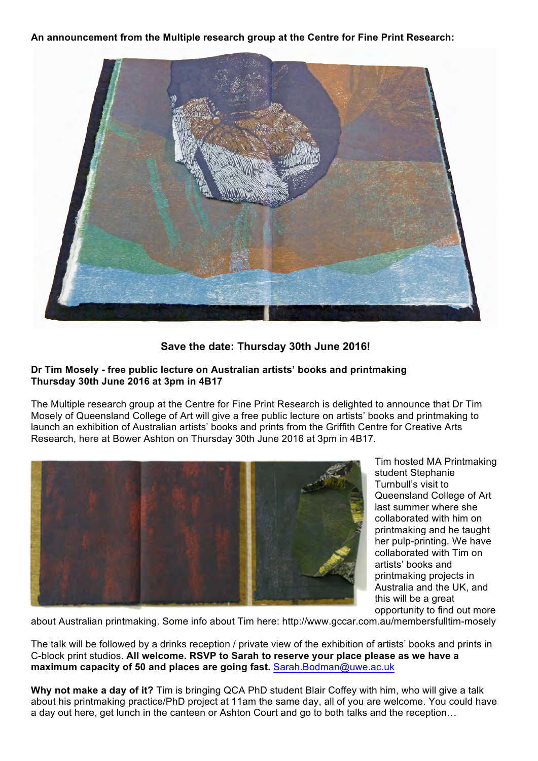**An announcement from the Multiple research group at the Centre for Fine Print Research:**

**Save the date: Thursday 30th June 2016!**

**Dr Tim Mosely - free public lecture on Australian artists' books and printmaking**
**Thursday 30th June 2016 at 3pm in 4B17**

The Multiple research group at the Centre for Fine Print Research is delighted to announce that Dr Tim Mosely of Queensland College of Art will give a free public lecture on artists' books and printmaking to launch an exhibition of Australian artists' books and prints from the Griffith Centre for Creative Arts Research, here at Bower Ashton on Thursday 30th June 2016 at 3pm in 4B17.

Tim hosted MA Printmaking student Stephanie Turnbull's visit to Queensland College of Art last summer where she collaborated with him on printmaking and he taught her pulp-printing. We have collaborated with Tim on artists' books and printmaking projects in Australia and the UK, and this will be a great opportunity to find out more about Australian printmaking. Some info about Tim here: http://www.gccar.com.au/membersfulltim-mosely

The talk will be followed by a drinks reception / private view of the exhibition of artists' books and prints in C-block print studios. **All welcome. RSVP to Sarah to reserve your place please as we have a maximum capacity of 50 and places are going fast.** Sarah.Bodman@uwe.ac.uk

**Why not make a day of it?** Tim is bringing QCA PhD student Blair Coffey with him, who will give a talk about his printmaking practice/PhD project at 11am the same day, all of you are welcome. You could have a day out here, get lunch in the canteen or Ashton Court and go to both talks and the reception…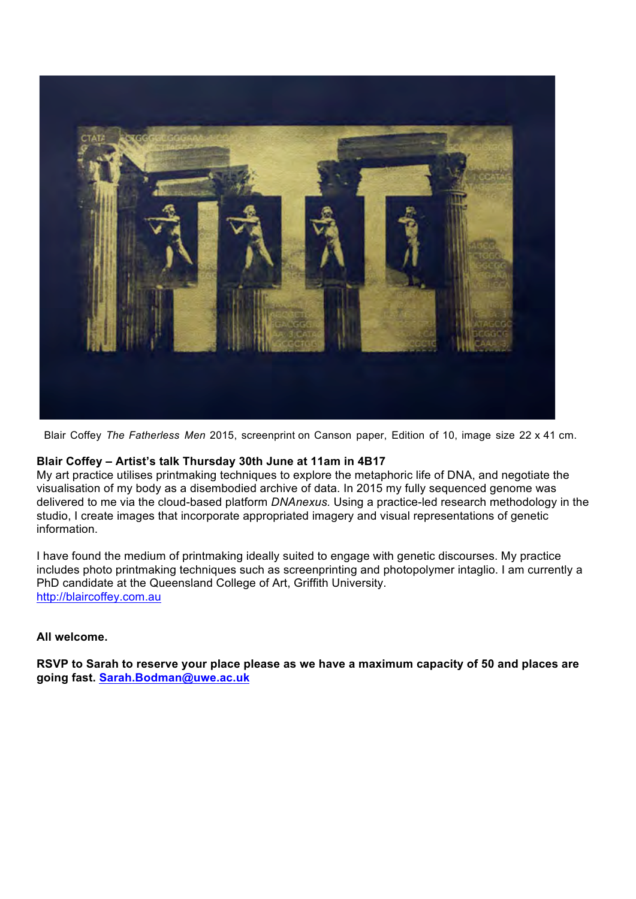Blair Coffey *The Fatherless Men* 2015, screenprint on Canson paper, Edition of 10, image size 22 x 41 cm.

**Blair Coffey – Artist's talk Thursday 30th June at 11am in 4B17**

My art practice utilises printmaking techniques to explore the metaphoric life of DNA, and negotiate the visualisation of my body as a disembodied archive of data. In 2015 my fully sequenced genome was delivered to me via the cloud-based platform *DNAnexus*. Using a practice-led research methodology in the studio, I create images that incorporate appropriated imagery and visual representations of genetic information.

I have found the medium of printmaking ideally suited to engage with genetic discourses. My practice includes photo printmaking techniques such as screenprinting and photopolymer intaglio. I am currently a PhD candidate at the Queensland College of Art, Griffith University.
http://blaircoffey.com.au

**All welcome.**

**RSVP to Sarah to reserve your place please as we have a maximum capacity of 50 and places are going fast. Sarah.Bodman@uwe.ac.uk**